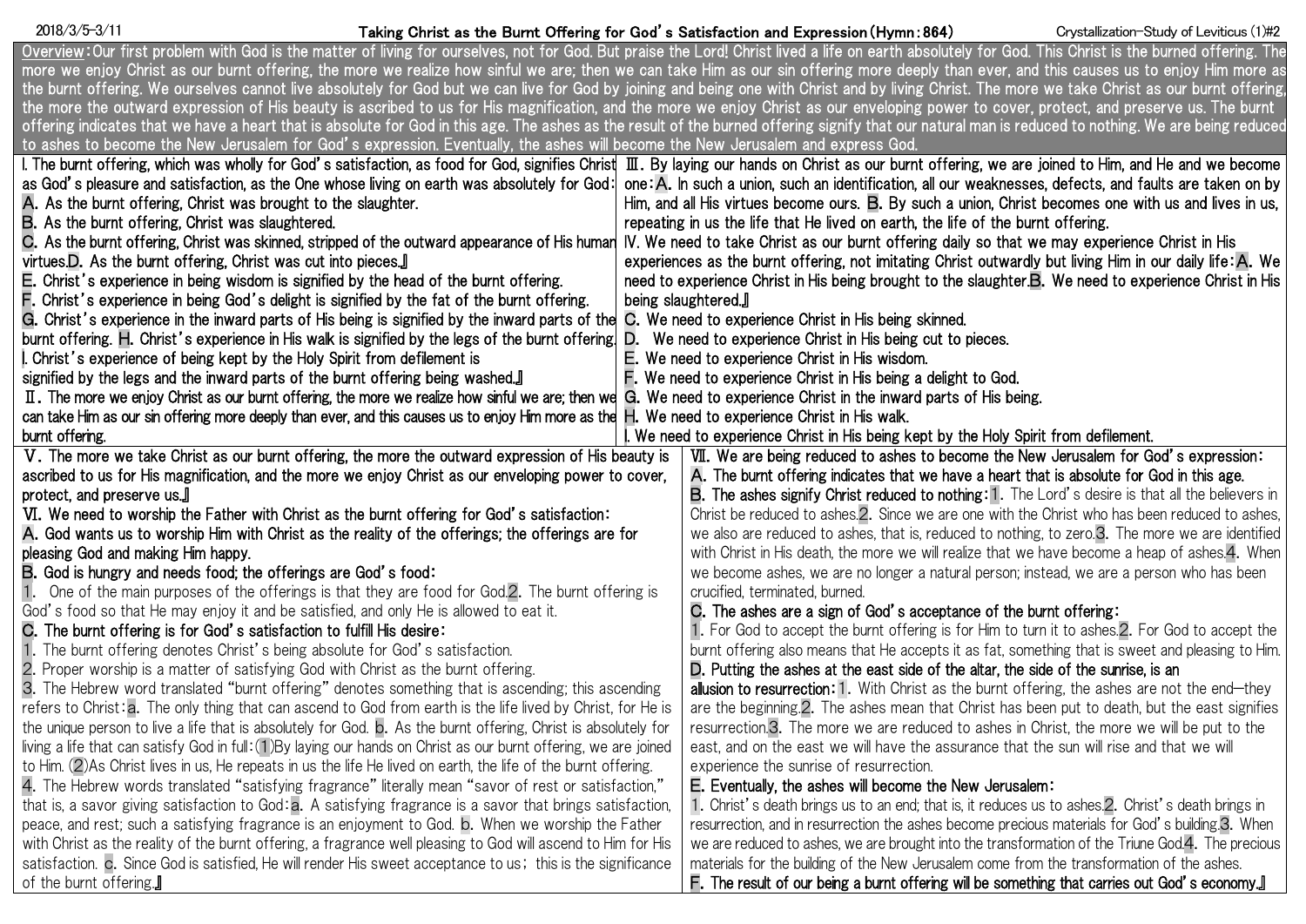2018/3/5-3/11

# Taking Christ as the Burnt Offering for God's Satisfaction and Expression (Hymn: 864)

Crystallization-Study of Leviticus (1)#2

**Overview:** Our first problem with God is the matter of living for ourselves, not for God. But praise the Lord! Christ lived a life on earth absolutely for God. This Christ is the burned offering. The more we enjoy Christ as our burnt offering, the more we realize how sinful we are; then we can take Him as our sin offering more deeply than ever, and this causes us to enjoy Him more as the burnt offering. We ourselves cannot live absolutely for God but we can live for God by joining and being one with Christ and by living Christ. The more we take Christ as our burnt offering, the more the outward expression of His beauty is ascribed to us for His magnification, and the more we enjoy Christ as our enveloping power to cover, protect, and preserve us. The burnt offering indicates that we have a heart that is absolute for God in this age. The ashes as the result of the burned offering signify that our natural man is reduced to nothing. We are being reduced to ashes to become the New Jerusalem for God's expression. Eventually, the ashes will become the New Jerusalem and express God.

Ⅰ. The burnt offering, which was wholly for God's satisfaction, as food for God, signifies Christ as God's pleasure and satisfaction, as the One whose living on earth was absolutely for God:
A. As the burnt offering, Christ was brought to the slaughter.
B. As the burnt offering, Christ was slaughtered.
C. As the burnt offering, Christ was skinned, stripped of the outward appearance of His human virtues.
D. As the burnt offering, Christ was cut into pieces.』
E. Christ's experience in being wisdom is signified by the head of the burnt offering.
F. Christ's experience in being God's delight is signified by the fat of the burnt offering.
G. Christ's experience in the inward parts of His being is signified by the inward parts of the burnt offering.
H. Christ's experience in His walk is signified by the legs of the burnt offering.
I. Christ's experience of being kept by the Holy Spirit from defilement is signified by the legs and the inward parts of the burnt offering being washed.』

Ⅱ. The more we enjoy Christ as our burnt offering, the more we realize how sinful we are; then we can take Him as our sin offering more deeply than ever, and this causes us to enjoy Him more as the burnt offering.

Ⅲ. By laying our hands on Christ as our burnt offering, we are joined to Him, and He and we become one:
A. In such a union, such an identification, all our weaknesses, defects, and faults are taken on by Him, and all His virtues become ours.
B. By such a union, Christ becomes one with us and lives in us, repeating in us the life that He lived on earth, the life of the burnt offering.

Ⅳ. We need to take Christ as our burnt offering daily so that we may experience Christ in His experiences as the burnt offering, not imitating Christ outwardly but living Him in our daily life:
A. We need to experience Christ in His being brought to the slaughter.
B. We need to experience Christ in His being slaughtered.』
C. We need to experience Christ in His being skinned.
D. We need to experience Christ in His being cut to pieces.
E. We need to experience Christ in His wisdom.
F. We need to experience Christ in His being a delight to God.
G. We need to experience Christ in the inward parts of His being.
H. We need to experience Christ in His walk.
I. We need to experience Christ in His being kept by the Holy Spirit from defilement.

Ⅴ. The more we take Christ as our burnt offering, the more the outward expression of His beauty is ascribed to us for His magnification, and the more we enjoy Christ as our enveloping power to cover, protect, and preserve us.』

Ⅵ. We need to worship the Father with Christ as the burnt offering for God's satisfaction:
A. God wants us to worship Him with Christ as the reality of the offerings; the offerings are for pleasing God and making Him happy.
B. God is hungry and needs food; the offerings are God's food:
1. One of the main purposes of the offerings is that they are food for God.
2. The burnt offering is God's food so that He may enjoy it and be satisfied, and only He is allowed to eat it.
C. The burnt offering is for God's satisfaction to fulfill His desire:
1. The burnt offering denotes Christ's being absolute for God's satisfaction.
2. Proper worship is a matter of satisfying God with Christ as the burnt offering.
3. The Hebrew word translated "burnt offering" denotes something that is ascending; this ascending refers to Christ:
a. The only thing that can ascend to God from earth is the life lived by Christ, for He is the unique person to live a life that is absolutely for God.
b. As the burnt offering, Christ is absolutely for living a life that can satisfy God in full: (1) By laying our hands on Christ as our burnt offering, we are joined to Him. (2) As Christ lives in us, He repeats in us the life He lived on earth, the life of the burnt offering.
4. The Hebrew words translated "satisfying fragrance" literally mean "savor of rest or satisfaction," that is, a savor giving satisfaction to God:
a. A satisfying fragrance is a savor that brings satisfaction, peace, and rest; such a satisfying fragrance is an enjoyment to God.
b. When we worship the Father with Christ as the reality of the burnt offering, a fragrance well pleasing to God will ascend to Him for His satisfaction.
c. Since God is satisfied, He will render His sweet acceptance to us; this is the significance of the burnt offering.』

Ⅶ. We are being reduced to ashes to become the New Jerusalem for God's expression:
A. The burnt offering indicates that we have a heart that is absolute for God in this age.
B. The ashes signify Christ reduced to nothing:
1. The Lord's desire is that all the believers in Christ be reduced to ashes.
2. Since we are one with the Christ who has been reduced to ashes, we also are reduced to ashes, that is, reduced to nothing, to zero.
3. The more we are identified with Christ in His death, the more we will realize that we have become a heap of ashes.
4. When we become ashes, we are no longer a natural person; instead, we are a person who has been crucified, terminated, burned.
C. The ashes are a sign of God's acceptance of the burnt offering:
1. For God to accept the burnt offering is for Him to turn it to ashes.
2. For God to accept the burnt offering also means that He accepts it as fat, something that is sweet and pleasing to Him.
D. Putting the ashes at the east side of the altar, the side of the sunrise, is an allusion to resurrection:
1. With Christ as the burnt offering, the ashes are not the end—they are the beginning.
2. The ashes mean that Christ has been put to death, but the east signifies resurrection.
3. The more we are reduced to ashes in Christ, the more we will be put to the east, and on the east we will have the assurance that the sun will rise and that we will experience the sunrise of resurrection.
E. Eventually, the ashes will become the New Jerusalem:
1. Christ's death brings us to an end; that is, it reduces us to ashes.
2. Christ's death brings in resurrection, and in resurrection the ashes become precious materials for God's building.
3. When we are reduced to ashes, we are brought into the transformation of the Triune God.
4. The precious materials for the building of the New Jerusalem come from the transformation of the ashes.
F. The result of our being a burnt offering will be something that carries out God's economy.』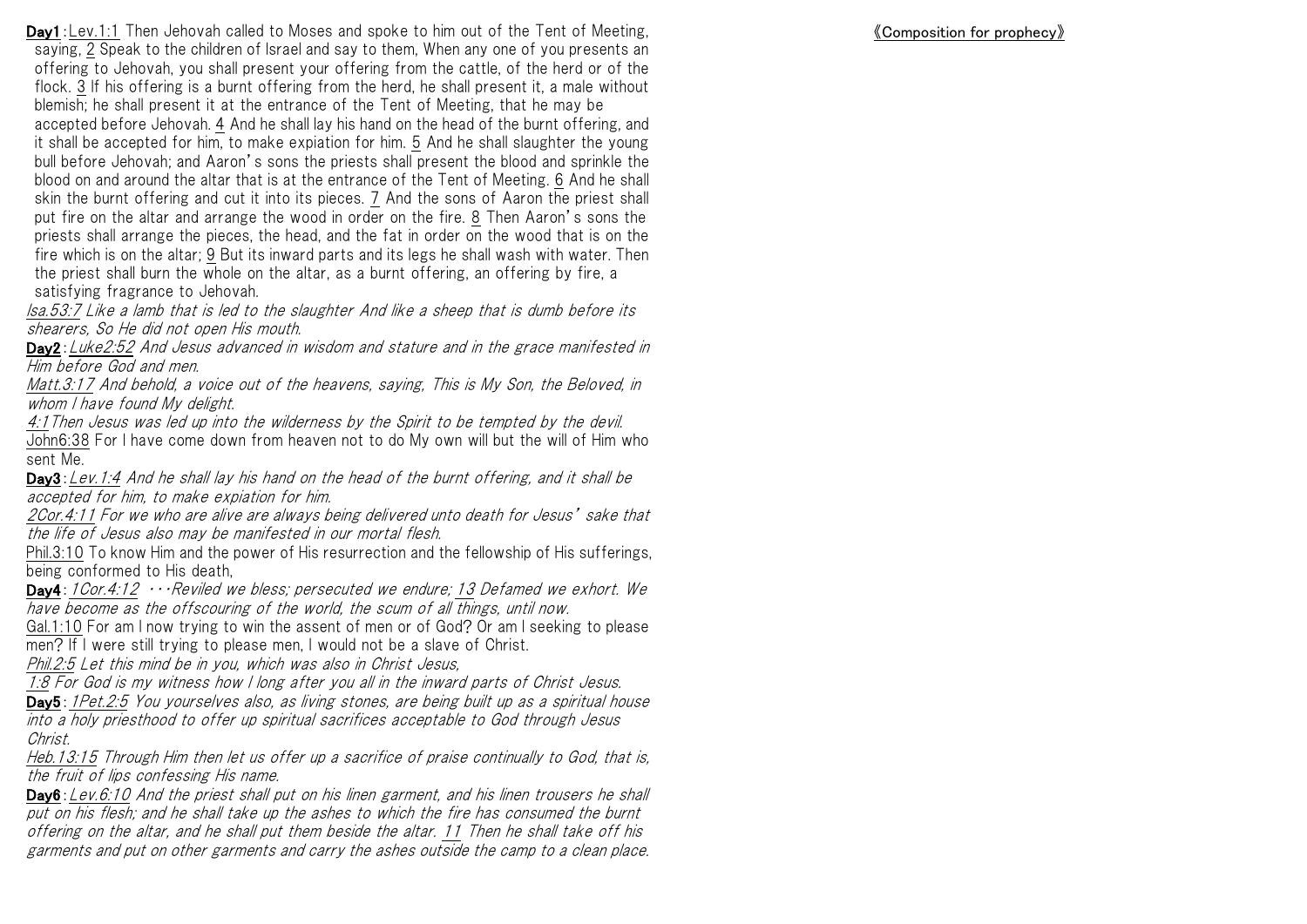**Day1**:Lev.1:1 Then Jehovah called to Moses and spoke to him out of the Tent of Meeting, saying, 2 Speak to the children of Israel and say to them, When any one of you presents an offering to Jehovah, you shall present your offering from the cattle, of the herd or of the flock. 3 If his offering is a burnt offering from the herd, he shall present it, a male without blemish; he shall present it at the entrance of the Tent of Meeting, that he may be accepted before Jehovah. 4 And he shall lay his hand on the head of the burnt offering, and it shall be accepted for him, to make expiation for him. 5 And he shall slaughter the young bull before Jehovah; and Aaron's sons the priests shall present the blood and sprinkle the blood on and around the altar that is at the entrance of the Tent of Meeting. 6 And he shall skin the burnt offering and cut it into its pieces. 7 And the sons of Aaron the priest shall put fire on the altar and arrange the wood in order on the fire. 8 Then Aaron's sons the priests shall arrange the pieces, the head, and the fat in order on the wood that is on the fire which is on the altar; 9 But its inward parts and its legs he shall wash with water. Then the priest shall burn the whole on the altar, as a burnt offering, an offering by fire, a satisfying fragrance to Jehovah.

*Isa.53:7 Like a lamb that is led to the slaughter And like a sheep that is dumb before its shearers, So He did not open His mouth.*

**Day2**:*Luke2:52 And Jesus advanced in wisdom and stature and in the grace manifested in Him before God and men.*

*Matt.3:17 And behold, a voice out of the heavens, saying, This is My Son, the Beloved, in whom I have found My delight.*

*4:1 Then Jesus was led up into the wilderness by the Spirit to be tempted by the devil.*

John6:38 For I have come down from heaven not to do My own will but the will of Him who sent Me.

**Day3**:*Lev.1:4 And he shall lay his hand on the head of the burnt offering, and it shall be accepted for him, to make expiation for him.*

*2Cor.4:11 For we who are alive are always being delivered unto death for Jesus' sake that the life of Jesus also may be manifested in our mortal flesh.*

Phil.3:10 To know Him and the power of His resurrection and the fellowship of His sufferings, being conformed to His death,

**Day4**:*1Cor.4:12 ・・・Reviled we bless; persecuted we endure; 13 Defamed we exhort. We have become as the offscouring of the world, the scum of all things, until now.*

Gal.1:10 For am I now trying to win the assent of men or of God? Or am I seeking to please men? If I were still trying to please men, I would not be a slave of Christ.

*Phil.2:5 Let this mind be in you, which was also in Christ Jesus,*

*1:8 For God is my witness how I long after you all in the inward parts of Christ Jesus.*

**Day5**:*1Pet.2:5 You yourselves also, as living stones, are being built up as a spiritual house into a holy priesthood to offer up spiritual sacrifices acceptable to God through Jesus Christ.*

*Heb.13:15 Through Him then let us offer up a sacrifice of praise continually to God, that is, the fruit of lips confessing His name.*

**Day6**:*Lev.6:10 And the priest shall put on his linen garment, and his linen trousers he shall put on his flesh; and he shall take up the ashes to which the fire has consumed the burnt offering on the altar, and he shall put them beside the altar. 11 Then he shall take off his garments and put on other garments and carry the ashes outside the camp to a clean place.*

《Composition for prophecy》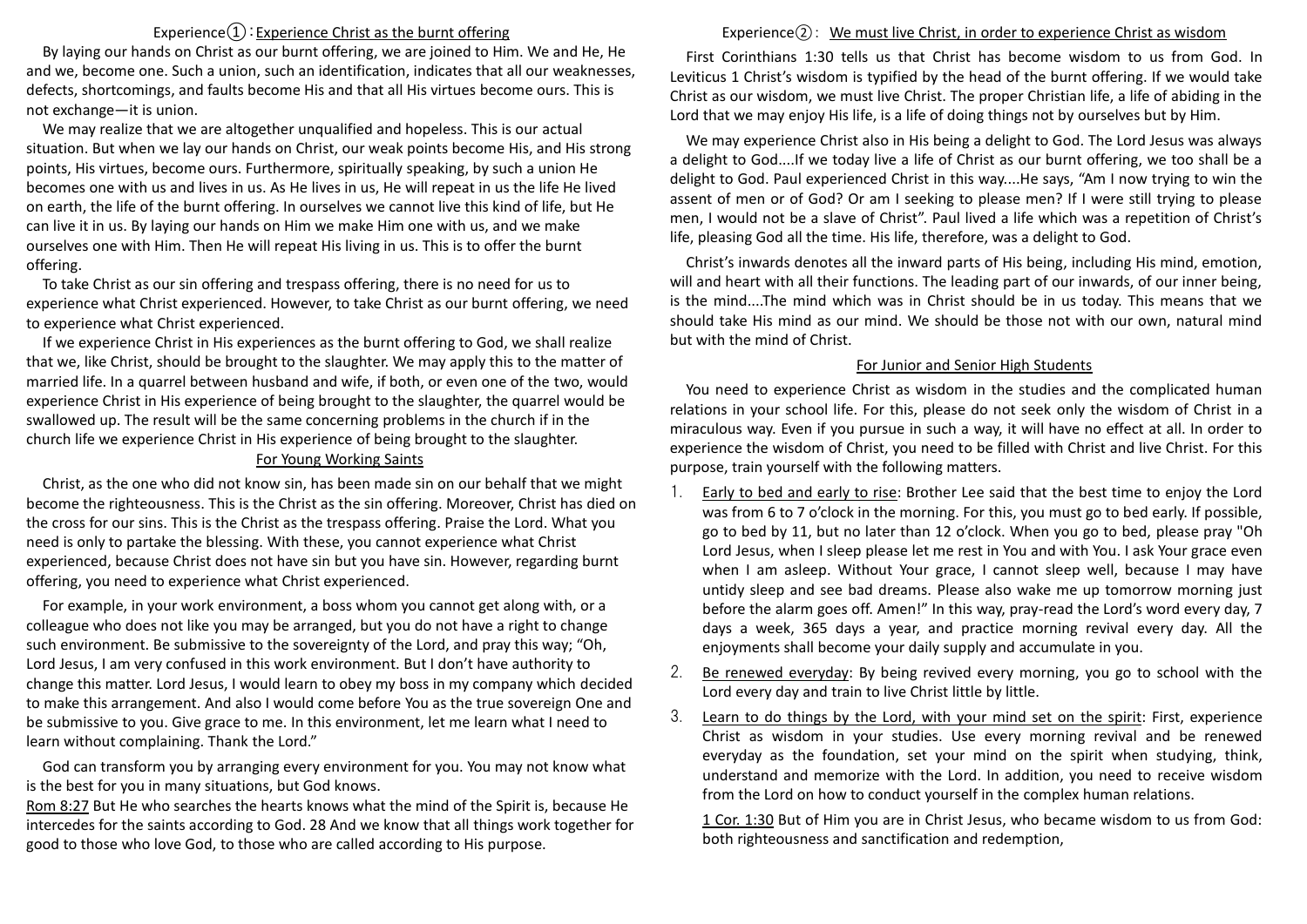## Experience①：Experience Christ as the burnt offering

By laying our hands on Christ as our burnt offering, we are joined to Him. We and He, He and we, become one. Such a union, such an identification, indicates that all our weaknesses, defects, shortcomings, and faults become His and that all His virtues become ours. This is not exchange—it is union.

We may realize that we are altogether unqualified and hopeless. This is our actual situation. But when we lay our hands on Christ, our weak points become His, and His strong points, His virtues, become ours. Furthermore, spiritually speaking, by such a union He becomes one with us and lives in us. As He lives in us, He will repeat in us the life He lived on earth, the life of the burnt offering. In ourselves we cannot live this kind of life, but He can live it in us. By laying our hands on Him we make Him one with us, and we make ourselves one with Him. Then He will repeat His living in us. This is to offer the burnt offering.

To take Christ as our sin offering and trespass offering, there is no need for us to experience what Christ experienced. However, to take Christ as our burnt offering, we need to experience what Christ experienced.

If we experience Christ in His experiences as the burnt offering to God, we shall realize that we, like Christ, should be brought to the slaughter. We may apply this to the matter of married life. In a quarrel between husband and wife, if both, or even one of the two, would experience Christ in His experience of being brought to the slaughter, the quarrel would be swallowed up. The result will be the same concerning problems in the church if in the church life we experience Christ in His experience of being brought to the slaughter.

### For Young Working Saints

Christ, as the one who did not know sin, has been made sin on our behalf that we might become the righteousness. This is the Christ as the sin offering. Moreover, Christ has died on the cross for our sins. This is the Christ as the trespass offering. Praise the Lord. What you need is only to partake the blessing. With these, you cannot experience what Christ experienced, because Christ does not have sin but you have sin. However, regarding burnt offering, you need to experience what Christ experienced.

For example, in your work environment, a boss whom you cannot get along with, or a colleague who does not like you may be arranged, but you do not have a right to change such environment. Be submissive to the sovereignty of the Lord, and pray this way; "Oh, Lord Jesus, I am very confused in this work environment. But I don't have authority to change this matter. Lord Jesus, I would learn to obey my boss in my company which decided to make this arrangement. And also I would come before You as the true sovereign One and be submissive to you. Give grace to me. In this environment, let me learn what I need to learn without complaining. Thank the Lord."

God can transform you by arranging every environment for you. You may not know what is the best for you in many situations, but God knows.

Rom 8:27 But He who searches the hearts knows what the mind of the Spirit is, because He intercedes for the saints according to God. 28 And we know that all things work together for good to those who love God, to those who are called according to His purpose.

## Experience②：We must live Christ, in order to experience Christ as wisdom

First Corinthians 1:30 tells us that Christ has become wisdom to us from God. In Leviticus 1 Christ's wisdom is typified by the head of the burnt offering. If we would take Christ as our wisdom, we must live Christ. The proper Christian life, a life of abiding in the Lord that we may enjoy His life, is a life of doing things not by ourselves but by Him.

We may experience Christ also in His being a delight to God. The Lord Jesus was always a delight to God....If we today live a life of Christ as our burnt offering, we too shall be a delight to God. Paul experienced Christ in this way....He says, "Am I now trying to win the assent of men or of God? Or am I seeking to please men? If I were still trying to please men, I would not be a slave of Christ". Paul lived a life which was a repetition of Christ's life, pleasing God all the time. His life, therefore, was a delight to God.

Christ's inwards denotes all the inward parts of His being, including His mind, emotion, will and heart with all their functions. The leading part of our inwards, of our inner being, is the mind....The mind which was in Christ should be in us today. This means that we should take His mind as our mind. We should be those not with our own, natural mind but with the mind of Christ.

### For Junior and Senior High Students

You need to experience Christ as wisdom in the studies and the complicated human relations in your school life. For this, please do not seek only the wisdom of Christ in a miraculous way. Even if you pursue in such a way, it will have no effect at all. In order to experience the wisdom of Christ, you need to be filled with Christ and live Christ. For this purpose, train yourself with the following matters.

1. Early to bed and early to rise: Brother Lee said that the best time to enjoy the Lord was from 6 to 7 o'clock in the morning. For this, you must go to bed early. If possible, go to bed by 11, but no later than 12 o'clock. When you go to bed, please pray "Oh Lord Jesus, when I sleep please let me rest in You and with You. I ask Your grace even when I am asleep. Without Your grace, I cannot sleep well, because I may have untidy sleep and see bad dreams. Please also wake me up tomorrow morning just before the alarm goes off. Amen!" In this way, pray-read the Lord's word every day, 7 days a week, 365 days a year, and practice morning revival every day. All the enjoyments shall become your daily supply and accumulate in you.
2. Be renewed everyday: By being revived every morning, you go to school with the Lord every day and train to live Christ little by little.
3. Learn to do things by the Lord, with your mind set on the spirit: First, experience Christ as wisdom in your studies. Use every morning revival and be renewed everyday as the foundation, set your mind on the spirit when studying, think, understand and memorize with the Lord. In addition, you need to receive wisdom from the Lord on how to conduct yourself in the complex human relations.

   1 Cor. 1:30 But of Him you are in Christ Jesus, who became wisdom to us from God: both righteousness and sanctification and redemption,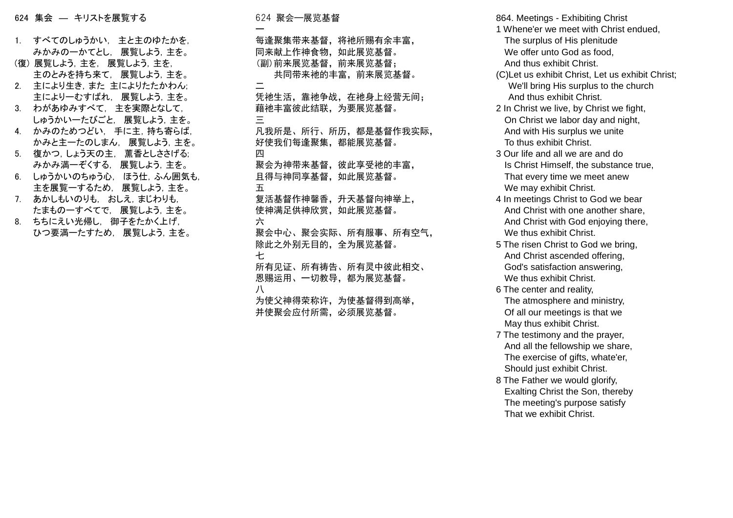624 集会 — キリストを展覧する

1. すべてのしゅうかい, 主と主のゆたかを,
   みかみの一かてとし, 展覧しよう, 主を。

(復) 展覧しよう, 主を, 展覧しよう, 主を,
   主のとみを持ち来て, 展覧しよう, 主を。

2. 主により生き, また 主によりたたかわん;
   主により一むすばれ, 展覧しよう, 主を。

3. わがあゆみすべて, 主を実際となして,
   しゅうかい一たびごと, 展覧しよう, 主を。

4. かみのためつどい, 手に主, 持ち寄らば,
   かみと主一たのしまん, 展覧しよう, 主を。

5. 復かつ, しょう天の主, 薫香としささげる;
   みかみ満一ぞくする, 展覧しよう, 主を。

6. しゅうかいのちゅう心, ほう仕, ふん囲気も,
   主を展覧一するため, 展覧しよう, 主を。

7. あかしもいのりも, おしえ, まじわりも,
   たまもの一すべてで, 展覧しよう, 主を。

8. ちちにえい光帰し, 御子をたかく上げ,
   ひつ要満一たすため, 展覧しよう, 主を。

624 聚会—展览基督

一
每逢聚集带来基督，将祂所赐有余丰富，
同来献上作神食物，如此展览基督。
(副) 前来展览基督，前来展览基督；
　　共同带来祂的丰富，前来展览基督。

二
凭祂生活，靠祂争战，在祂身上经营无间；
藉祂丰富彼此结联，为要展览基督。

三
凡我所是、所行、所历，都是基督作我实际，
好使我们每逢聚集，都能展览基督。

四
聚会为神带来基督，彼此享受祂的丰富，
且得与神同享基督，如此展览基督。

五
复活基督作神馨香，升天基督向神举上，
使神满足供神欣赏，如此展览基督。

六
聚会中心、聚会实际、所有服事、所有空气，
除此之外别无目的，全为展览基督。

七
所有见证、所有祷告、所有灵中彼此相交、
恩赐运用、一切教导，都为展览基督。

八
为使父神得荣称许，为使基督得到高举，
并使聚会应付所需，必须展览基督。

864. Meetings - Exhibiting Christ

1 Whene'er we meet with Christ endued,
   The surplus of His plenitude
   We offer unto God as food,
   And thus exhibit Christ.

(C)Let us exhibit Christ, Let us exhibit Christ;
   We'll bring His surplus to the church
   And thus exhibit Christ.

2 In Christ we live, by Christ we fight,
   On Christ we labor day and night,
   And with His surplus we unite
   To thus exhibit Christ.

3 Our life and all we are and do
   Is Christ Himself, the substance true,
   That every time we meet anew
   We may exhibit Christ.

4 In meetings Christ to God we bear
   And Christ with one another share,
   And Christ with God enjoying there,
   We thus exhibit Christ.

5 The risen Christ to God we bring,
   And Christ ascended offering,
   God's satisfaction answering,
   We thus exhibit Christ.

6 The center and reality,
   The atmosphere and ministry,
   Of all our meetings is that we
   May thus exhibit Christ.

7 The testimony and the prayer,
   And all the fellowship we share,
   The exercise of gifts, whate'er,
   Should just exhibit Christ.

8 The Father we would glorify,
   Exalting Christ the Son, thereby
   The meeting's purpose satisfy
   That we exhibit Christ.